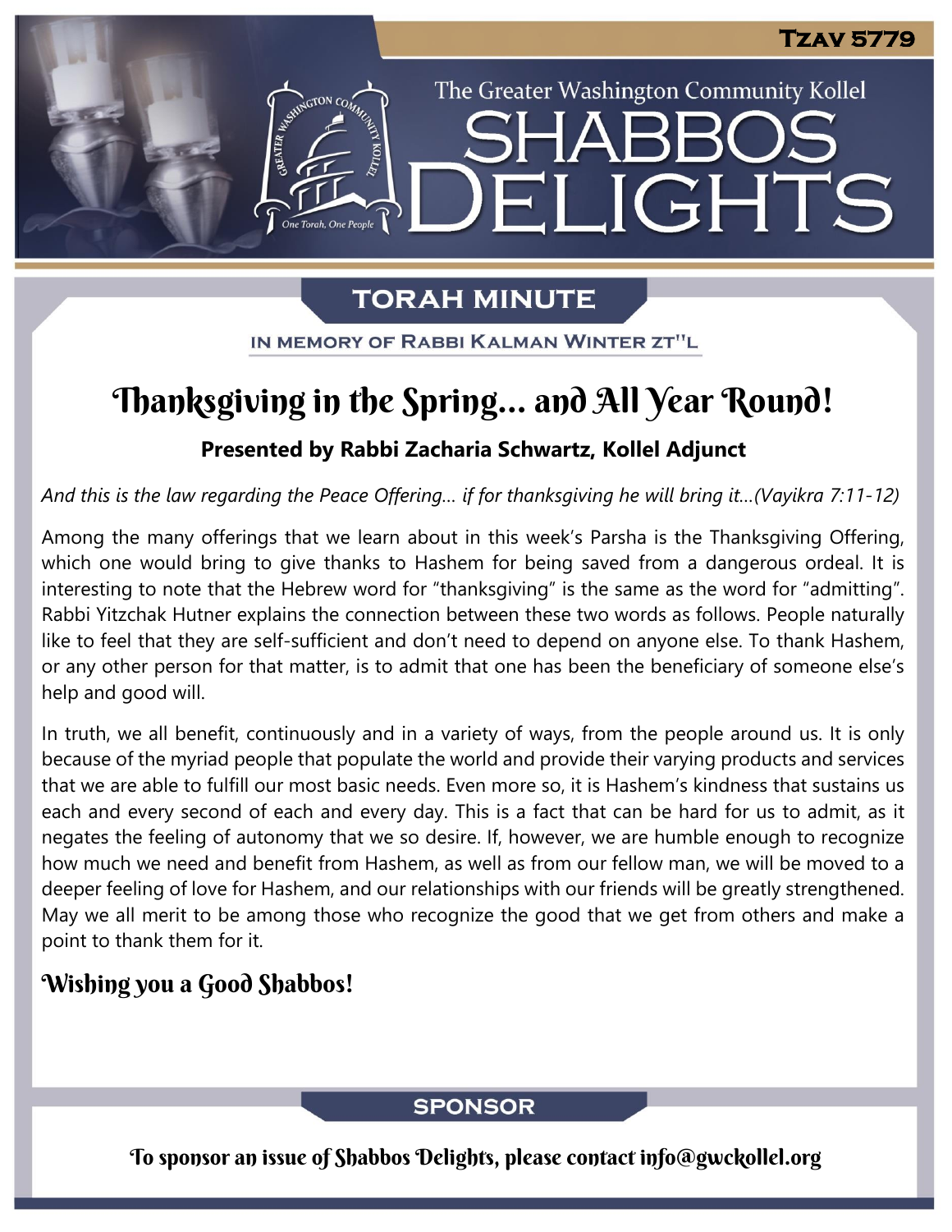Tzav 5779

The Greater Washington Community Kollel

# SHABBOS DELIGHTS

## TORAH MINUTE

IN MEMORY OF RABBI KALMAN WINTER ZT"L

# Thanksgiving in the Spring… and All Year Round!

**Presented by Rabbi Zacharia Schwartz, Kollel Adjunct**

*And this is the law regarding the Peace Offering… if for thanksgiving he will bring it…(Vayikra 7:11-12)*

Among the many offerings that we learn about in this week's Parsha is the Thanksgiving Offering, which one would bring to give thanks to Hashem for being saved from a dangerous ordeal. It is interesting to note that the Hebrew word for "thanksgiving" is the same as the word for "admitting". Rabbi Yitzchak Hutner explains the connection between these two words as follows. People naturally like to feel that they are self-sufficient and don't need to depend on anyone else. To thank Hashem, or any other person for that matter, is to admit that one has been the beneficiary of someone else's help and good will.

In truth, we all benefit, continuously and in a variety of ways, from the people around us. It is only because of the myriad people that populate the world and provide their varying products and services that we are able to fulfill our most basic needs. Even more so, it is Hashem's kindness that sustains us each and every second of each and every day. This is a fact that can be hard for us to admit, as it negates the feeling of autonomy that we so desire. If, however, we are humble enough to recognize how much we need and benefit from Hashem, as well as from our fellow man, we will be moved to a deeper feeling of love for Hashem, and our relationships with our friends will be greatly strengthened. May we all merit to be among those who recognize the good that we get from others and make a point to thank them for it.

**Wishing you a Good Shabbos!**

## SPONSOR

To sponsor an issue of Shabbos Delights, please contact info@gwckollel.org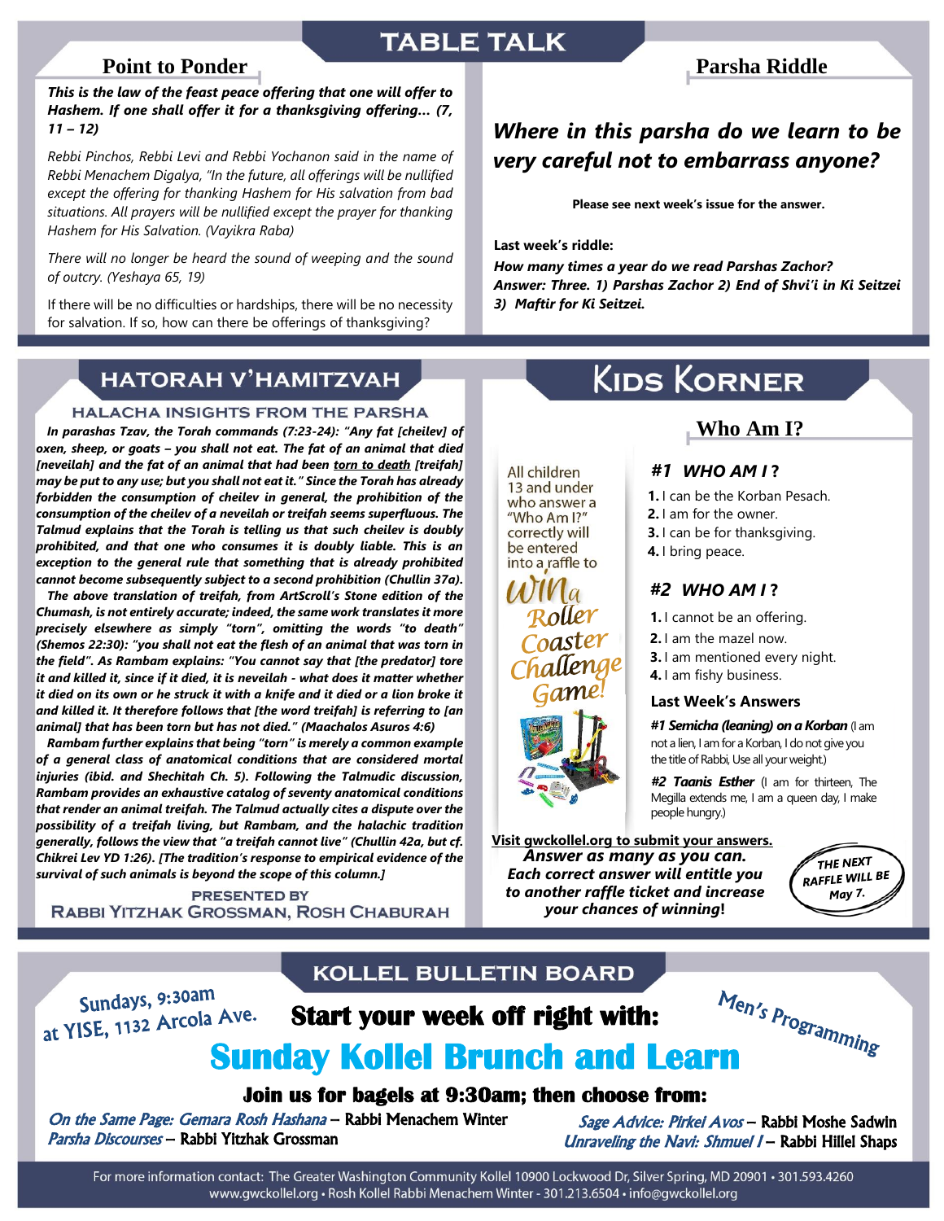# TABLE TALK

## Point to Ponder

***This is the law of the feast peace offering that one will offer to Hashem. If one shall offer it for a thanksgiving offering... (7, 11 – 12)***

*Rebbi Pinchos, Rebbi Levi and Rebbi Yochanon said in the name of Rebbi Menachem Digalya, "In the future, all offerings will be nullified except the offering for thanking Hashem for His salvation from bad situations. All prayers will be nullified except the prayer for thanking Hashem for His Salvation. (Vayikra Raba)*

*There will no longer be heard the sound of weeping and the sound of outcry. (Yeshaya 65, 19)*

If there will be no difficulties or hardships, there will be no necessity for salvation. If so, how can there be offerings of thanksgiving?

## Parsha Riddle

***Where in this parsha do we learn to be very careful not to embarrass anyone?***

**Please see next week's issue for the answer.**

**Last week's riddle:**

***How many times a year do we read Parshas Zachor?***
***Answer: Three. 1) Parshas Zachor 2) End of Shvi'i in Ki Seitzei 3) Maftir for Ki Seitzei.***

# HATORAH V'HAMITZVAH

### HALACHA INSIGHTS FROM THE PARSHA

***In parashas Tzav, the Torah commands (7:23-24): "Any fat [cheilev] of oxen, sheep, or goats – you shall not eat. The fat of an animal that died [neveilah] and the fat of an animal that had been torn to death [treifah] may be put to any use; but you shall not eat it." Since the Torah has already forbidden the consumption of cheilev in general, the prohibition of the consumption of the cheilev of a neveilah or treifah seems superfluous. The Talmud explains that the Torah is telling us that such cheilev is doubly prohibited, and that one who consumes it is doubly liable. This is an exception to the general rule that something that is already prohibited cannot become subsequently subject to a second prohibition (Chullin 37a).***

***The above translation of treifah, from ArtScroll's Stone edition of the Chumash, is not entirely accurate; indeed, the same work translates it more precisely elsewhere as simply "torn", omitting the words "to death" (Shemos 22:30): "you shall not eat the flesh of an animal that was torn in the field". As Rambam explains: "You cannot say that [the predator] tore it and killed it, since if it died, it is neveilah - what does it matter whether it died on its own or he struck it with a knife and it died or a lion broke it and killed it. It therefore follows that [the word treifah] is referring to [an animal] that has been torn but has not died." (Maachalos Asuros 4:6)***

***Rambam further explains that being "torn" is merely a common example of a general class of anatomical conditions that are considered mortal injuries (ibid. and Shechitah Ch. 5). Following the Talmudic discussion, Rambam provides an exhaustive catalog of seventy anatomical conditions that render an animal treifah. The Talmud actually cites a dispute over the possibility of a treifah living, but Rambam, and the halachic tradition generally, follows the view that "a treifah cannot live" (Chullin 42a, but cf. Chikrei Lev YD 1:26). [The tradition's response to empirical evidence of the survival of such animals is beyond the scope of this column.]***

PRESENTED BY
RABBI YITZHAK GROSSMAN, ROSH CHABURAH

# KIDS KORNER

All children 13 and under who answer a "Who Am I?" correctly will be entered into a raffle to

**Win a Roller Coaster Challenge Game!**

## Who Am I?

### #1 WHO AM I ?

1. I can be the Korban Pesach.
2. I am for the owner.
3. I can be for thanksgiving.
4. I bring peace.

### #2 WHO AM I ?

1. I cannot be an offering.
2. I am the mazel now.
3. I am mentioned every night.
4. I am fishy business.

### Last Week's Answers

***#1 Semicha (leaning) on a Korban*** (I am not a lien, I am for a Korban, I do not give you the title of Rabbi, Use all your weight.)

***#2 Taanis Esther*** (I am for thirteen, The Megilla extends me, I am a queen day, I make people hungry.)

Visit gwckollel.org to submit your answers.
***Answer as many as you can. Each correct answer will entitle you to another raffle ticket and increase your chances of winning!***

***THE NEXT RAFFLE WILL BE May 7.***

# KOLLEL BULLETIN BOARD

Sundays, 9:30am at YISE, 1132 Arcola Ave.

Men's Programming

**Start your week off right with:**

## Sunday Kollel Brunch and Learn

**Join us for bagels at 9:30am; then choose from:**

*On the Same Page: Gemara Rosh Hashana* – Rabbi Menachem Winter
*Parsha Discourses* – Rabbi Yitzhak Grossman
*Sage Advice: Pirkei Avos* – Rabbi Moshe Sadwin
*Unraveling the Navi: Shmuel I* – Rabbi Hillel Shaps

For more information contact: The Greater Washington Community Kollel 10900 Lockwood Dr, Silver Spring, MD 20901 • 301.593.4260
www.gwckollel.org • Rosh Kollel Rabbi Menachem Winter - 301.213.6504 • info@gwckollel.org